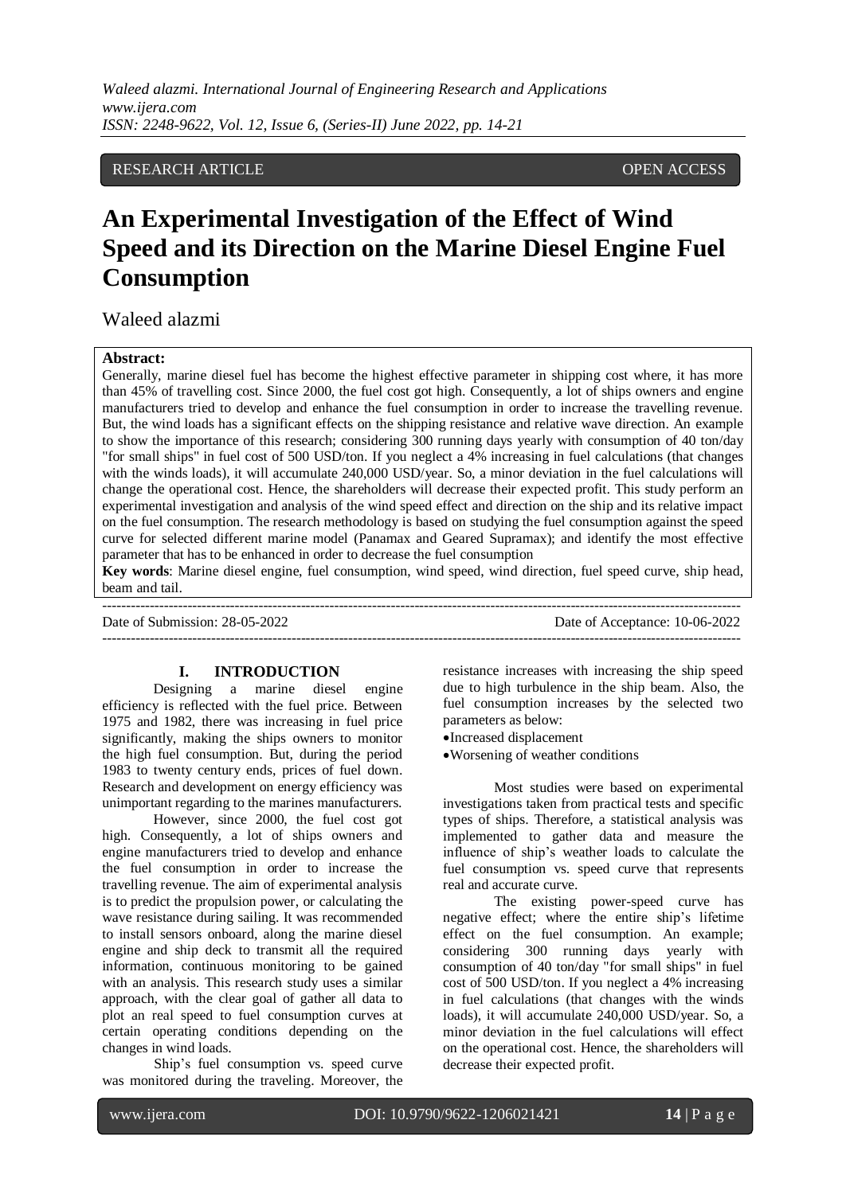RESEARCH ARTICLE OPEN ACCESS

# An Experimental Investigation of the Effect of Wind Speed and its Direction on the Marine Diesel Engine Fuel Consumption

Waleed alazmi

**Abstract:**
Generally, marine diesel fuel has become the highest effective parameter in shipping cost where, it has more than 45% of travelling cost. Since 2000, the fuel cost got high. Consequently, a lot of ships owners and engine manufacturers tried to develop and enhance the fuel consumption in order to increase the travelling revenue. But, the wind loads has a significant effects on the shipping resistance and relative wave direction. An example to show the importance of this research; considering 300 running days yearly with consumption of 40 ton/day "for small ships" in fuel cost of 500 USD/ton. If you neglect a 4% increasing in fuel calculations (that changes with the winds loads), it will accumulate 240,000 USD/year. So, a minor deviation in the fuel calculations will change the operational cost. Hence, the shareholders will decrease their expected profit. This study perform an experimental investigation and analysis of the wind speed effect and direction on the ship and its relative impact on the fuel consumption. The research methodology is based on studying the fuel consumption against the speed curve for selected different marine model (Panamax and Geared Supramax); and identify the most effective parameter that has to be enhanced in order to decrease the fuel consumption

**Key words**: Marine diesel engine, fuel consumption, wind speed, wind direction, fuel speed curve, ship head, beam and tail.

---

Date of Submission: 28-05-2022 Date of Acceptance: 10-06-2022

---

## I. INTRODUCTION

Designing a marine diesel engine efficiency is reflected with the fuel price. Between 1975 and 1982, there was increasing in fuel price significantly, making the ships owners to monitor the high fuel consumption. But, during the period 1983 to twenty century ends, prices of fuel down. Research and development on energy efficiency was unimportant regarding to the marines manufacturers.

However, since 2000, the fuel cost got high. Consequently, a lot of ships owners and engine manufacturers tried to develop and enhance the fuel consumption in order to increase the travelling revenue. The aim of experimental analysis is to predict the propulsion power, or calculating the wave resistance during sailing. It was recommended to install sensors onboard, along the marine diesel engine and ship deck to transmit all the required information, continuous monitoring to be gained with an analysis. This research study uses a similar approach, with the clear goal of gather all data to plot an real speed to fuel consumption curves at certain operating conditions depending on the changes in wind loads.

Ship's fuel consumption vs. speed curve was monitored during the traveling. Moreover, the resistance increases with increasing the ship speed due to high turbulence in the ship beam. Also, the fuel consumption increases by the selected two parameters as below:

- Increased displacement
- Worsening of weather conditions

Most studies were based on experimental investigations taken from practical tests and specific types of ships. Therefore, a statistical analysis was implemented to gather data and measure the influence of ship's weather loads to calculate the fuel consumption vs. speed curve that represents real and accurate curve.

The existing power-speed curve has negative effect; where the entire ship's lifetime effect on the fuel consumption. An example; considering 300 running days yearly with consumption of 40 ton/day "for small ships" in fuel cost of 500 USD/ton. If you neglect a 4% increasing in fuel calculations (that changes with the winds loads), it will accumulate 240,000 USD/year. So, a minor deviation in the fuel calculations will effect on the operational cost. Hence, the shareholders will decrease their expected profit.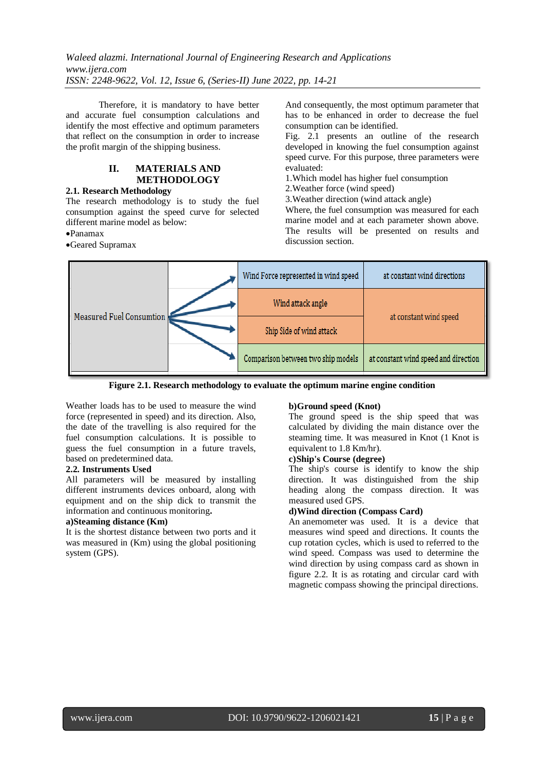Therefore, it is mandatory to have better and accurate fuel consumption calculations and identify the most effective and optimum parameters that reflect on the consumption in order to increase the profit margin of the shipping business.

## II. MATERIALS AND METHODOLOGY

### 2.1. Research Methodology

The research methodology is to study the fuel consumption against the speed curve for selected different marine model as below:

- Panamax
- Geared Supramax

And consequently, the most optimum parameter that has to be enhanced in order to decrease the fuel consumption can be identified.

Fig. 2.1 presents an outline of the research developed in knowing the fuel consumption against speed curve. For this purpose, three parameters were evaluated:

1. Which model has higher fuel consumption
2. Weather force (wind speed)
3. Weather direction (wind attack angle)

Where, the fuel consumption was measured for each marine model and at each parameter shown above. The results will be presented on results and discussion section.

| Measured Fuel Consumtion | Wind Force represented in wind speed | at constant wind directions |
|---|---|---|
| | Wind attack angle | at constant wind speed |
| | Ship Side of wind attack | |
| | Comparison between two ship models | at constant wind speed and direction |

**Figure 2.1. Research methodology to evaluate the optimum marine engine condition**

Weather loads has to be used to measure the wind force (represented in speed) and its direction. Also, the date of the travelling is also required for the fuel consumption calculations. It is possible to guess the fuel consumption in a future travels, based on predetermined data.

### 2.2. Instruments Used

All parameters will be measured by installing different instruments devices onboard, along with equipment and on the ship dick to transmit the information and continuous monitoring.

**a)Steaming distance (Km)**

It is the shortest distance between two ports and it was measured in (Km) using the global positioning system (GPS).

**b)Ground speed (Knot)**

The ground speed is the ship speed that was calculated by dividing the main distance over the steaming time. It was measured in Knot (1 Knot is equivalent to 1.8 Km/hr).

**c)Ship's Course (degree)**

The ship's course is identify to know the ship direction. It was distinguished from the ship heading along the compass direction. It was measured used GPS.

**d)Wind direction (Compass Card)**

An anemometer was used. It is a device that measures wind speed and directions. It counts the cup rotation cycles, which is used to referred to the wind speed. Compass was used to determine the wind direction by using compass card as shown in figure 2.2. It is as rotating and circular card with magnetic compass showing the principal directions.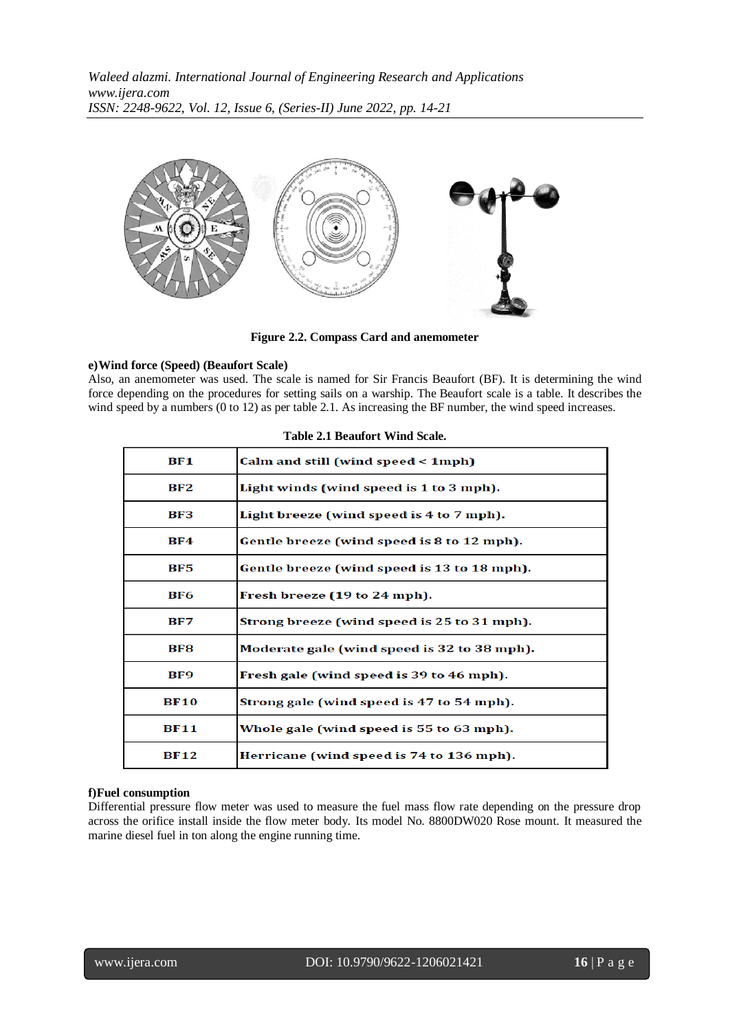Figure 2.2. Compass Card and anemometer

**e)Wind force (Speed) (Beaufort Scale)**

Also, an anemometer was used. The scale is named for Sir Francis Beaufort (BF). It is determining the wind force depending on the procedures for setting sails on a warship. The Beaufort scale is a table. It describes the wind speed by a numbers (0 to 12) as per table 2.1. As increasing the BF number, the wind speed increases.

**Table 2.1 Beaufort Wind Scale.**

| | |
|---|---|
| **BF1** | **Calm and still (wind speed < 1mph)** |
| **BF2** | **Light winds (wind speed is 1 to 3 mph).** |
| **BF3** | **Light breeze (wind speed is 4 to 7 mph).** |
| **BF4** | **Gentle breeze (wind speed is 8 to 12 mph).** |
| **BF5** | **Gentle breeze (wind speed is 13 to 18 mph).** |
| **BF6** | **Fresh breeze (19 to 24 mph).** |
| **BF7** | **Strong breeze (wind speed is 25 to 31 mph).** |
| **BF8** | **Moderate gale (wind speed is 32 to 38 mph).** |
| **BF9** | **Fresh gale (wind speed is 39 to 46 mph).** |
| **BF10** | **Strong gale (wind speed is 47 to 54 mph).** |
| **BF11** | **Whole gale (wind speed is 55 to 63 mph).** |
| **BF12** | **Herricane (wind speed is 74 to 136 mph).** |

**f)Fuel consumption**

Differential pressure flow meter was used to measure the fuel mass flow rate depending on the pressure drop across the orifice install inside the flow meter body. Its model No. 8800DW020 Rose mount. It measured the marine diesel fuel in ton along the engine running time.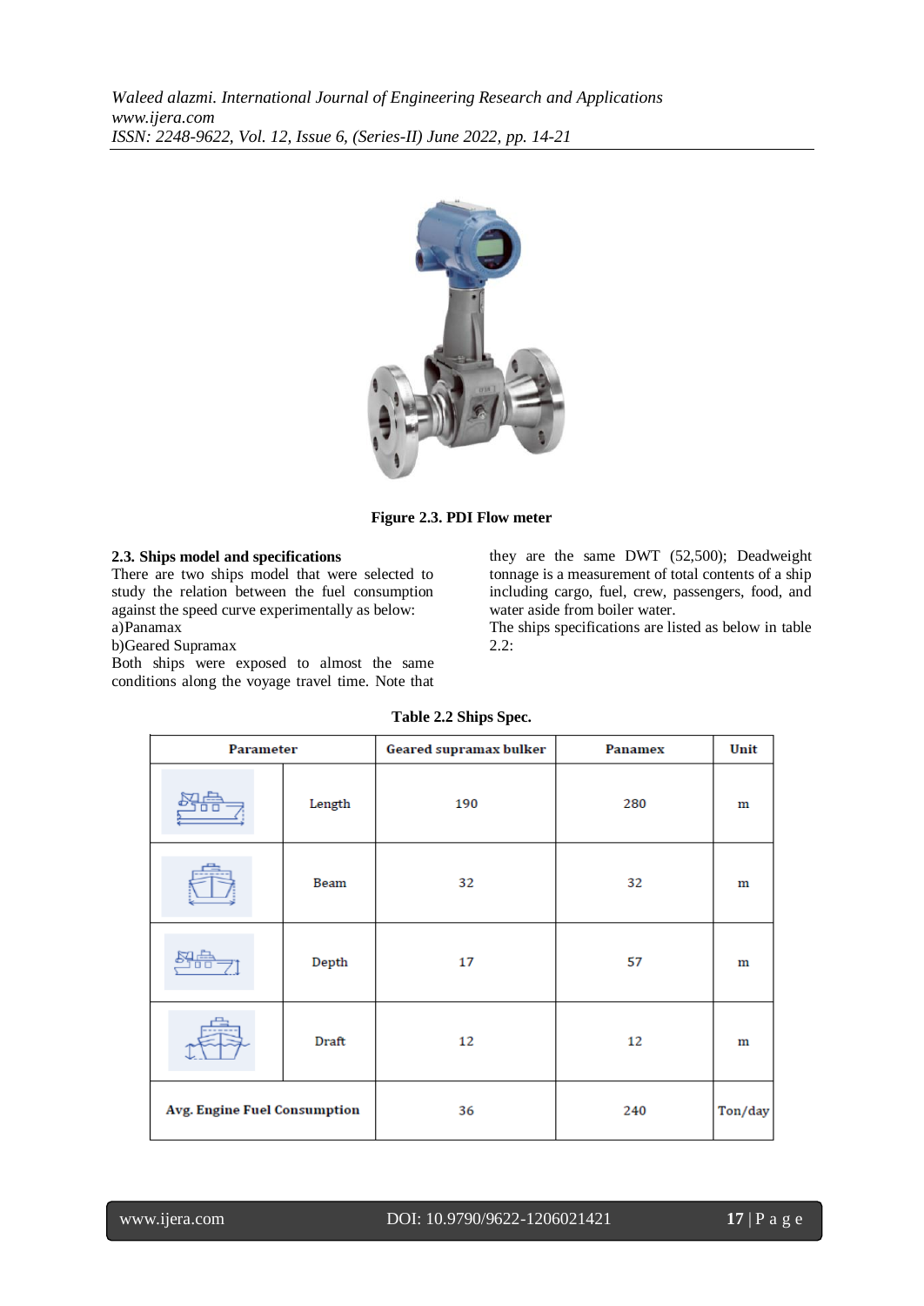Figure 2.3. PDI Flow meter

### 2.3. Ships model and specifications

There are two ships model that were selected to study the relation between the fuel consumption against the speed curve experimentally as below:

a)Panamax

b)Geared Supramax

Both ships were exposed to almost the same conditions along the voyage travel time. Note that they are the same DWT (52,500); Deadweight tonnage is a measurement of total contents of a ship including cargo, fuel, crew, passengers, food, and water aside from boiler water.

The ships specifications are listed as below in table 2.2:

**Table 2.2 Ships Spec.**

| Parameter | | Geared supramax bulker | Panamex | Unit |
|---|---|---|---|---|
| | Length | 190 | 280 | m |
| | Beam | 32 | 32 | m |
| | Depth | 17 | 57 | m |
| | Draft | 12 | 12 | m |
| Avg. Engine Fuel Consumption | | 36 | 240 | Ton/day |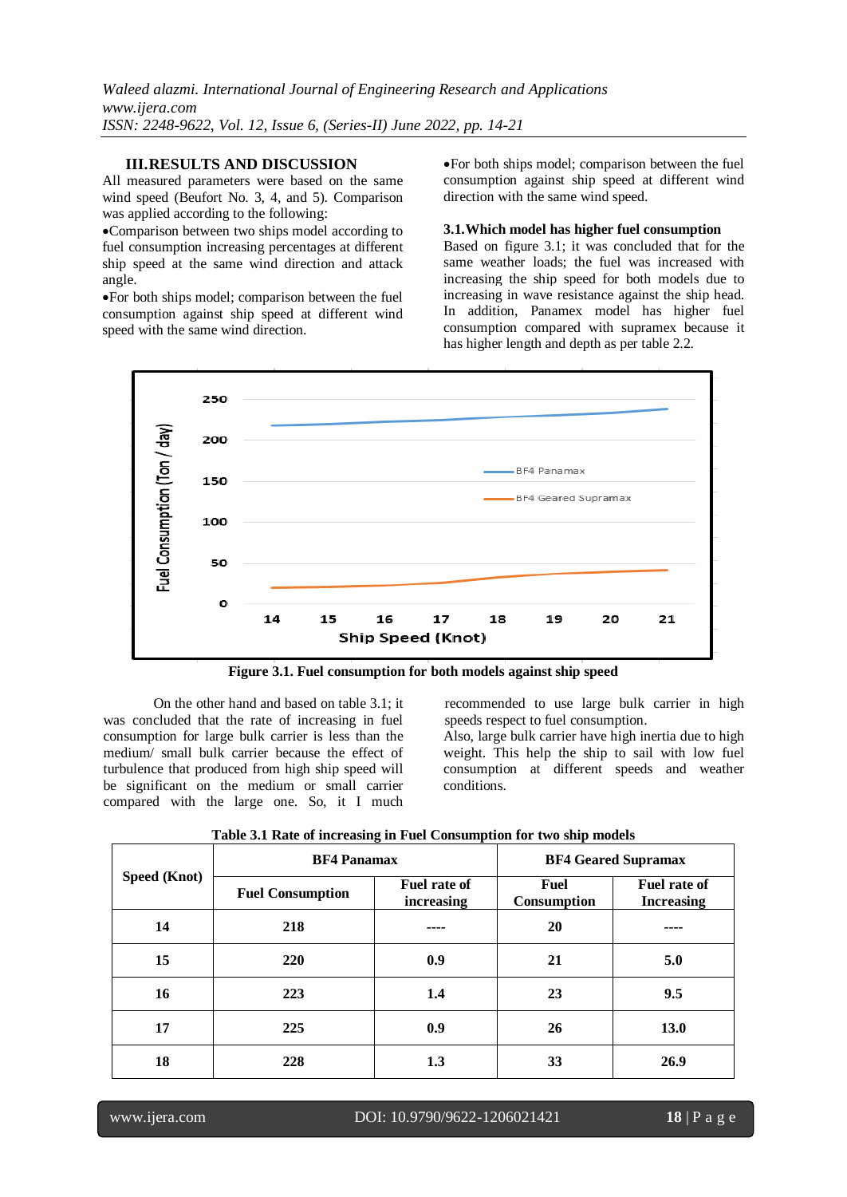## III. RESULTS AND DISCUSSION

All measured parameters were based on the same wind speed (Beufort No. 3, 4, and 5). Comparison was applied according to the following:

- Comparison between two ships model according to fuel consumption increasing percentages at different ship speed at the same wind direction and attack angle.
- For both ships model; comparison between the fuel consumption against ship speed at different wind speed with the same wind direction.
- For both ships model; comparison between the fuel consumption against ship speed at different wind direction with the same wind speed.

### 3.1. Which model has higher fuel consumption

Based on figure 3.1; it was concluded that for the same weather loads; the fuel was increased with increasing the ship speed for both models due to increasing in wave resistance against the ship head. In addition, Panamex model has higher fuel consumption compared with supramex because it has higher length and depth as per table 2.2.

**Figure 3.1. Fuel consumption for both models against ship speed**

On the other hand and based on table 3.1; it was concluded that the rate of increasing in fuel consumption for large bulk carrier is less than the medium/ small bulk carrier because the effect of turbulence that produced from high ship speed will be significant on the medium or small carrier compared with the large one. So, it I much recommended to use large bulk carrier in high speeds respect to fuel consumption.

Also, large bulk carrier have high inertia due to high weight. This help the ship to sail with low fuel consumption at different speeds and weather conditions.

**Table 3.1 Rate of increasing in Fuel Consumption for two ship models**

| Speed (Knot) | BF4 Panamax | | BF4 Geared Supramax | |
|---|---|---|---|---|
| | Fuel Consumption | Fuel rate of increasing | Fuel Consumption | Fuel rate of Increasing |
| 14 | 218 | ---- | 20 | ---- |
| 15 | 220 | 0.9 | 21 | 5.0 |
| 16 | 223 | 1.4 | 23 | 9.5 |
| 17 | 225 | 0.9 | 26 | 13.0 |
| 18 | 228 | 1.3 | 33 | 26.9 |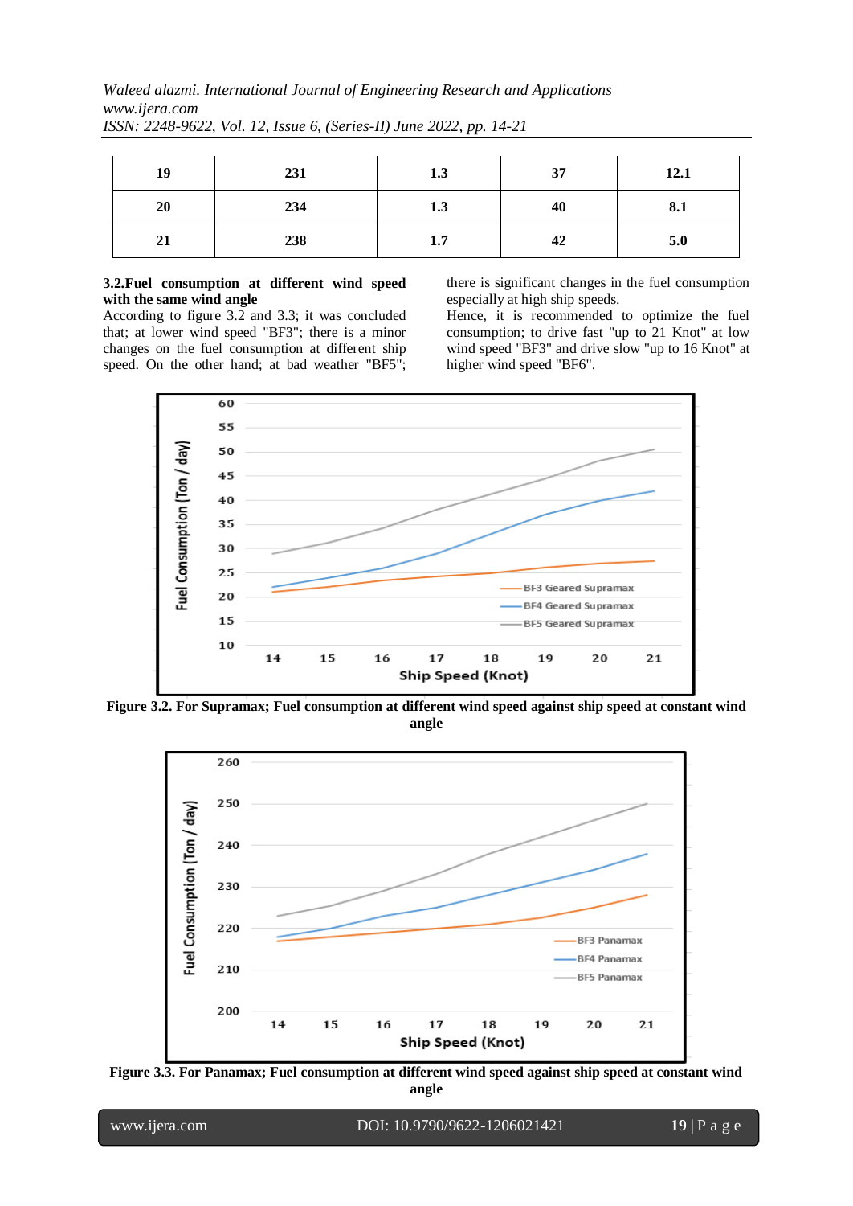| 19 | 231 | 1.3 | 37 | 12.1 |
|---|---|---|---|---|
| 20 | 234 | 1.3 | 40 | 8.1 |
| 21 | 238 | 1.7 | 42 | 5.0 |

### 3.2.Fuel consumption at different wind speed with the same wind angle

According to figure 3.2 and 3.3; it was concluded that; at lower wind speed "BF3"; there is a minor changes on the fuel consumption at different ship speed. On the other hand; at bad weather "BF5"; there is significant changes in the fuel consumption especially at high ship speeds.

Hence, it is recommended to optimize the fuel consumption; to drive fast "up to 21 Knot" at low wind speed "BF3" and drive slow "up to 16 Knot" at higher wind speed "BF6".

**Figure 3.2. For Supramax; Fuel consumption at different wind speed against ship speed at constant wind angle**

**Figure 3.3. For Panamax; Fuel consumption at different wind speed against ship speed at constant wind angle**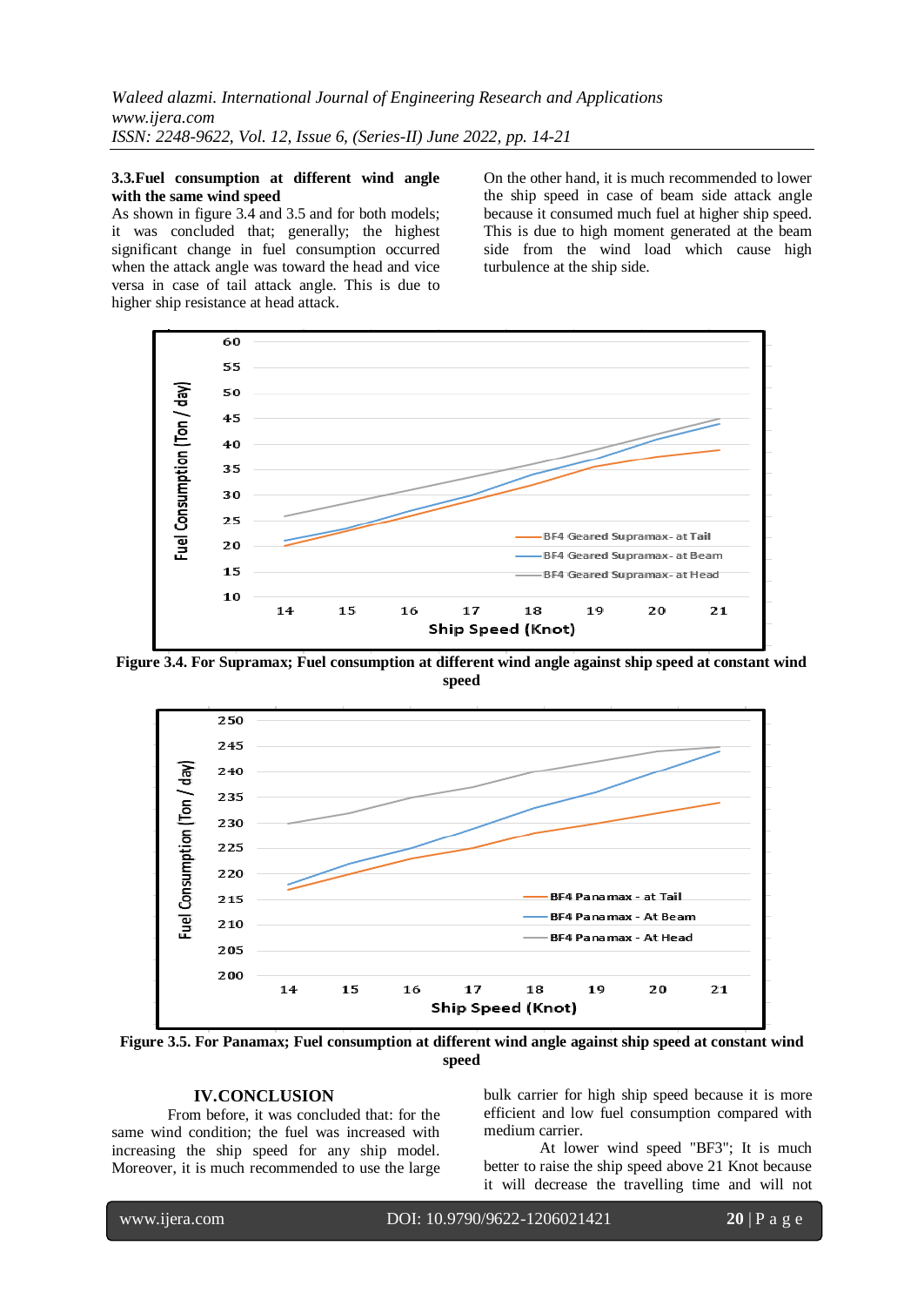### 3.3.Fuel consumption at different wind angle with the same wind speed

As shown in figure 3.4 and 3.5 and for both models; it was concluded that; generally; the highest significant change in fuel consumption occurred when the attack angle was toward the head and vice versa in case of tail attack angle. This is due to higher ship resistance at head attack.

On the other hand, it is much recommended to lower the ship speed in case of beam side attack angle because it consumed much fuel at higher ship speed. This is due to high moment generated at the beam side from the wind load which cause high turbulence at the ship side.

**Figure 3.4. For Supramax; Fuel consumption at different wind angle against ship speed at constant wind speed**

**Figure 3.5. For Panamax; Fuel consumption at different wind angle against ship speed at constant wind speed**

## IV.CONCLUSION

From before, it was concluded that: for the same wind condition; the fuel was increased with increasing the ship speed for any ship model. Moreover, it is much recommended to use the large bulk carrier for high ship speed because it is more efficient and low fuel consumption compared with medium carrier.

At lower wind speed "BF3"; It is much better to raise the ship speed above 21 Knot because it will decrease the travelling time and will not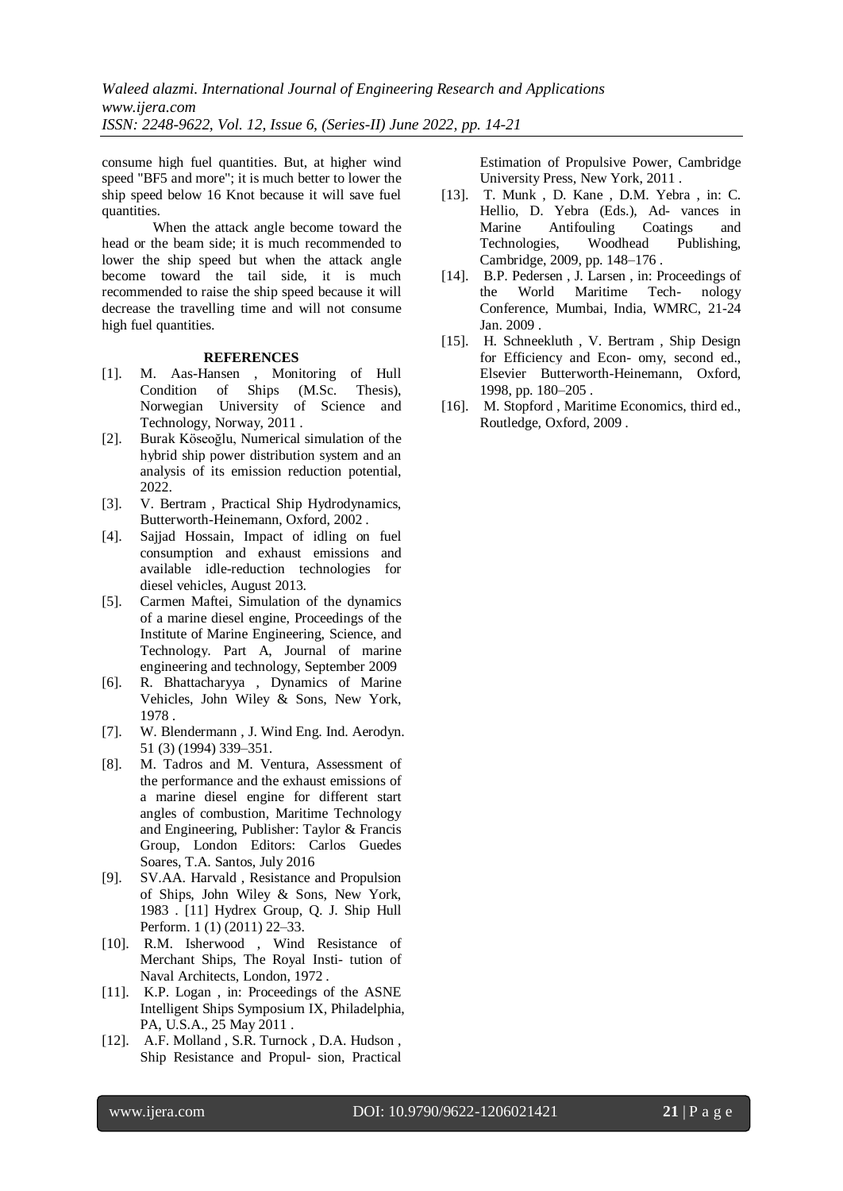consume high fuel quantities. But, at higher wind speed "BF5 and more"; it is much better to lower the ship speed below 16 Knot because it will save fuel quantities.

When the attack angle become toward the head or the beam side; it is much recommended to lower the ship speed but when the attack angle become toward the tail side, it is much recommended to raise the ship speed because it will decrease the travelling time and will not consume high fuel quantities.

## REFERENCES

[1]. M. Aas-Hansen , Monitoring of Hull Condition of Ships (M.Sc. Thesis), Norwegian University of Science and Technology, Norway, 2011 .

[2]. Burak Köseoğlu, Numerical simulation of the hybrid ship power distribution system and an analysis of its emission reduction potential, 2022.

[3]. V. Bertram , Practical Ship Hydrodynamics, Butterworth-Heinemann, Oxford, 2002 .

[4]. Sajjad Hossain, Impact of idling on fuel consumption and exhaust emissions and available idle-reduction technologies for diesel vehicles, August 2013.

[5]. Carmen Maftei, Simulation of the dynamics of a marine diesel engine, Proceedings of the Institute of Marine Engineering, Science, and Technology. Part A, Journal of marine engineering and technology, September 2009

[6]. R. Bhattacharyya , Dynamics of Marine Vehicles, John Wiley & Sons, New York, 1978 .

[7]. W. Blendermann , J. Wind Eng. Ind. Aerodyn. 51 (3) (1994) 339–351.

[8]. M. Tadros and M. Ventura, Assessment of the performance and the exhaust emissions of a marine diesel engine for different start angles of combustion, Maritime Technology and Engineering, Publisher: Taylor & Francis Group, London Editors: Carlos Guedes Soares, T.A. Santos, July 2016

[9]. SV.AA. Harvald , Resistance and Propulsion of Ships, John Wiley & Sons, New York, 1983 . [11] Hydrex Group, Q. J. Ship Hull Perform. 1 (1) (2011) 22–33.

[10]. R.M. Isherwood , Wind Resistance of Merchant Ships, The Royal Insti- tution of Naval Architects, London, 1972 .

[11]. K.P. Logan , in: Proceedings of the ASNE Intelligent Ships Symposium IX, Philadelphia, PA, U.S.A., 25 May 2011 .

[12]. A.F. Molland , S.R. Turnock , D.A. Hudson , Ship Resistance and Propul- sion, Practical Estimation of Propulsive Power, Cambridge University Press, New York, 2011 .

[13]. T. Munk , D. Kane , D.M. Yebra , in: C. Hellio, D. Yebra (Eds.), Ad- vances in Marine Antifouling Coatings and Technologies, Woodhead Publishing, Cambridge, 2009, pp. 148–176 .

[14]. B.P. Pedersen , J. Larsen , in: Proceedings of the World Maritime Tech- nology Conference, Mumbai, India, WMRC, 21-24 Jan. 2009 .

[15]. H. Schneekluth , V. Bertram , Ship Design for Efficiency and Econ- omy, second ed., Elsevier Butterworth-Heinemann, Oxford, 1998, pp. 180–205 .

[16]. M. Stopford , Maritime Economics, third ed., Routledge, Oxford, 2009 .